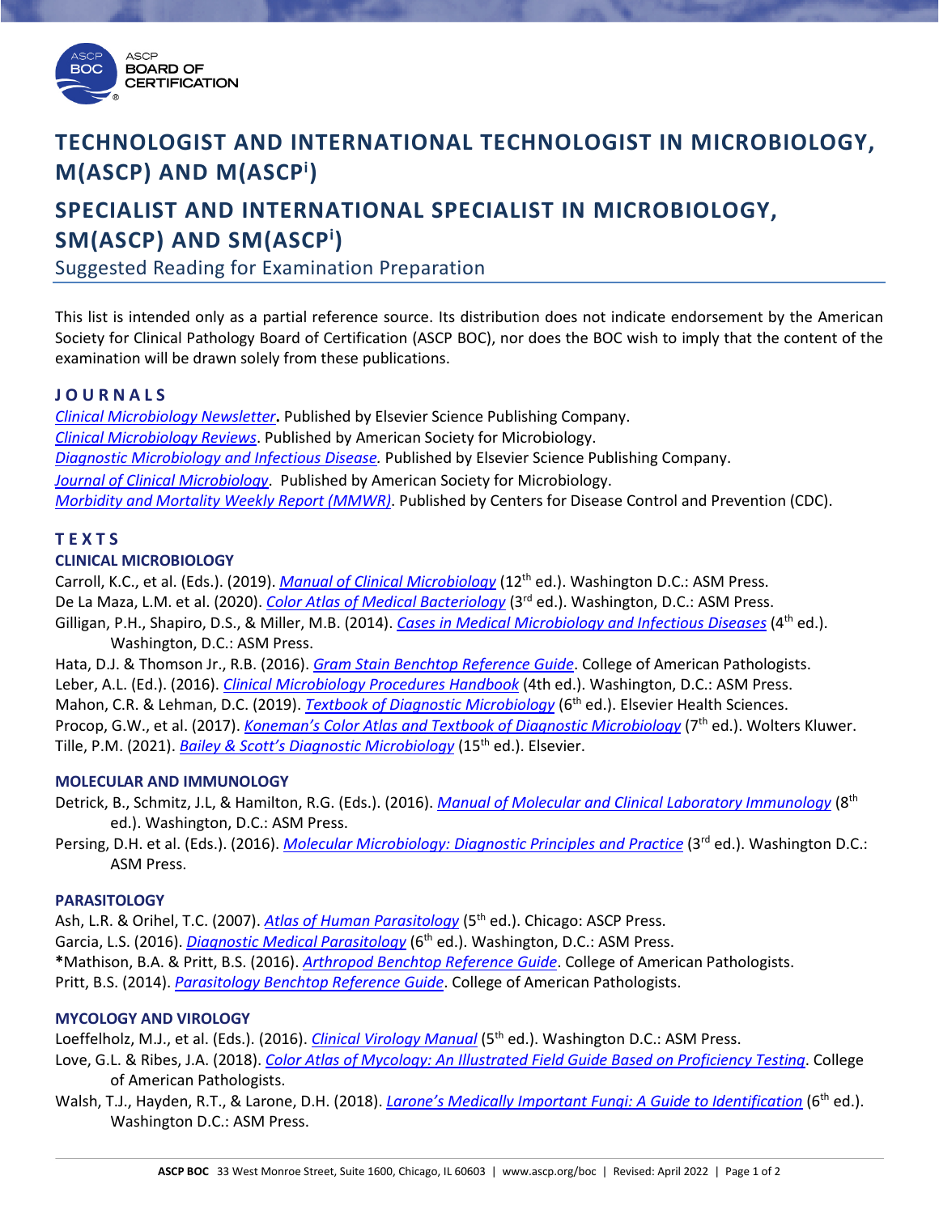ASCP BOC
BOARD OF CERTIFICATION

# TECHNOLOGIST AND INTERNATIONAL TECHNOLOGIST IN MICROBIOLOGY, M(ASCP) AND M(ASCP[i])

# SPECIALIST AND INTERNATIONAL SPECIALIST IN MICROBIOLOGY, SM(ASCP) AND SM(ASCP[i])

Suggested Reading for Examination Preparation

This list is intended only as a partial reference source. Its distribution does not indicate endorsement by the American Society for Clinical Pathology Board of Certification (ASCP BOC), nor does the BOC wish to imply that the content of the examination will be drawn solely from these publications.

## JOURNALS

*Clinical Microbiology Newsletter*. Published by Elsevier Science Publishing Company.
*Clinical Microbiology Reviews*. Published by American Society for Microbiology.
*Diagnostic Microbiology and Infectious Disease.* Published by Elsevier Science Publishing Company.
*Journal of Clinical Microbiology*. Published by American Society for Microbiology.
*Morbidity and Mortality Weekly Report (MMWR)*. Published by Centers for Disease Control and Prevention (CDC).

## TEXTS

### CLINICAL MICROBIOLOGY

Carroll, K.C., et al. (Eds.). (2019). *Manual of Clinical Microbiology* (12th ed.). Washington D.C.: ASM Press.

De La Maza, L.M. et al. (2020). *Color Atlas of Medical Bacteriology* (3rd ed.). Washington, D.C.: ASM Press.

Gilligan, P.H., Shapiro, D.S., & Miller, M.B. (2014). *Cases in Medical Microbiology and Infectious Diseases* (4th ed.). Washington, D.C.: ASM Press.

Hata, D.J. & Thomson Jr., R.B. (2016). *Gram Stain Benchtop Reference Guide*. College of American Pathologists.

Leber, A.L. (Ed.). (2016). *Clinical Microbiology Procedures Handbook* (4th ed.). Washington, D.C.: ASM Press.

Mahon, C.R. & Lehman, D.C. (2019). *Textbook of Diagnostic Microbiology* (6th ed.). Elsevier Health Sciences.

Procop, G.W., et al. (2017). *Koneman's Color Atlas and Textbook of Diagnostic Microbiology* (7th ed.). Wolters Kluwer.

Tille, P.M. (2021). *Bailey & Scott's Diagnostic Microbiology* (15th ed.). Elsevier.

### MOLECULAR AND IMMUNOLOGY

Detrick, B., Schmitz, J.L, & Hamilton, R.G. (Eds.). (2016). *Manual of Molecular and Clinical Laboratory Immunology* (8th ed.). Washington, D.C.: ASM Press.

Persing, D.H. et al. (Eds.). (2016). *Molecular Microbiology: Diagnostic Principles and Practice* (3rd ed.). Washington D.C.: ASM Press.

### PARASITOLOGY

Ash, L.R. & Orihel, T.C. (2007). *Atlas of Human Parasitology* (5th ed.). Chicago: ASCP Press.

Garcia, L.S. (2016). *Diagnostic Medical Parasitology* (6th ed.). Washington, D.C.: ASM Press.

*Mathison, B.A. & Pritt, B.S. (2016). *Arthropod Benchtop Reference Guide*. College of American Pathologists.

Pritt, B.S. (2014). *Parasitology Benchtop Reference Guide*. College of American Pathologists.

### MYCOLOGY AND VIROLOGY

Loeffelholz, M.J., et al. (Eds.). (2016). *Clinical Virology Manual* (5th ed.). Washington D.C.: ASM Press.

Love, G.L. & Ribes, J.A. (2018). *Color Atlas of Mycology: An Illustrated Field Guide Based on Proficiency Testing*. College of American Pathologists.

Walsh, T.J., Hayden, R.T., & Larone, D.H. (2018). *Larone's Medically Important Fungi: A Guide to Identification* (6th ed.). Washington D.C.: ASM Press.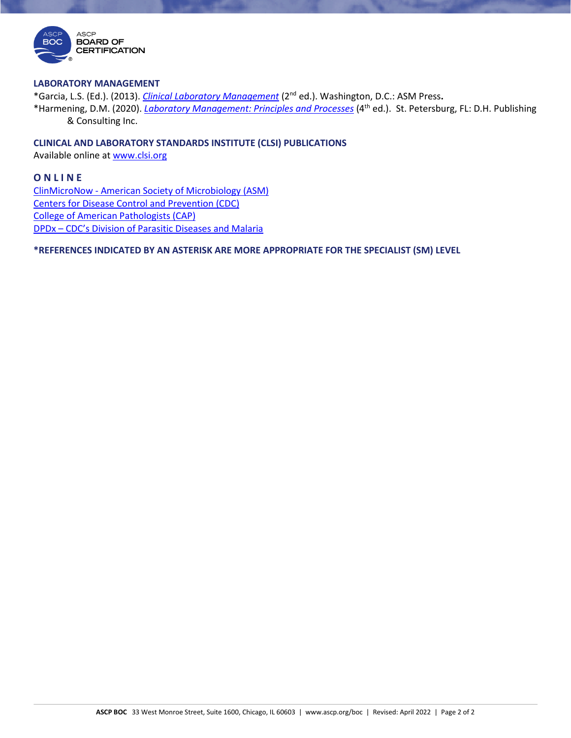## LABORATORY MANAGEMENT

*Garcia, L.S. (Ed.). (2013). *Clinical Laboratory Management* (2nd ed.). Washington, D.C.: ASM Press.

*Harmening, D.M. (2020). *Laboratory Management: Principles and Processes* (4th ed.). St. Petersburg, FL: D.H. Publishing & Consulting Inc.

## CLINICAL AND LABORATORY STANDARDS INSTITUTE (CLSI) PUBLICATIONS

Available online at www.clsi.org

## ONLINE

ClinMicroNow - American Society of Microbiology (ASM)

Centers for Disease Control and Prevention (CDC)

College of American Pathologists (CAP)

DPDx – CDC's Division of Parasitic Diseases and Malaria

**\*REFERENCES INDICATED BY AN ASTERISK ARE MORE APPROPRIATE FOR THE SPECIALIST (SM) LEVEL**